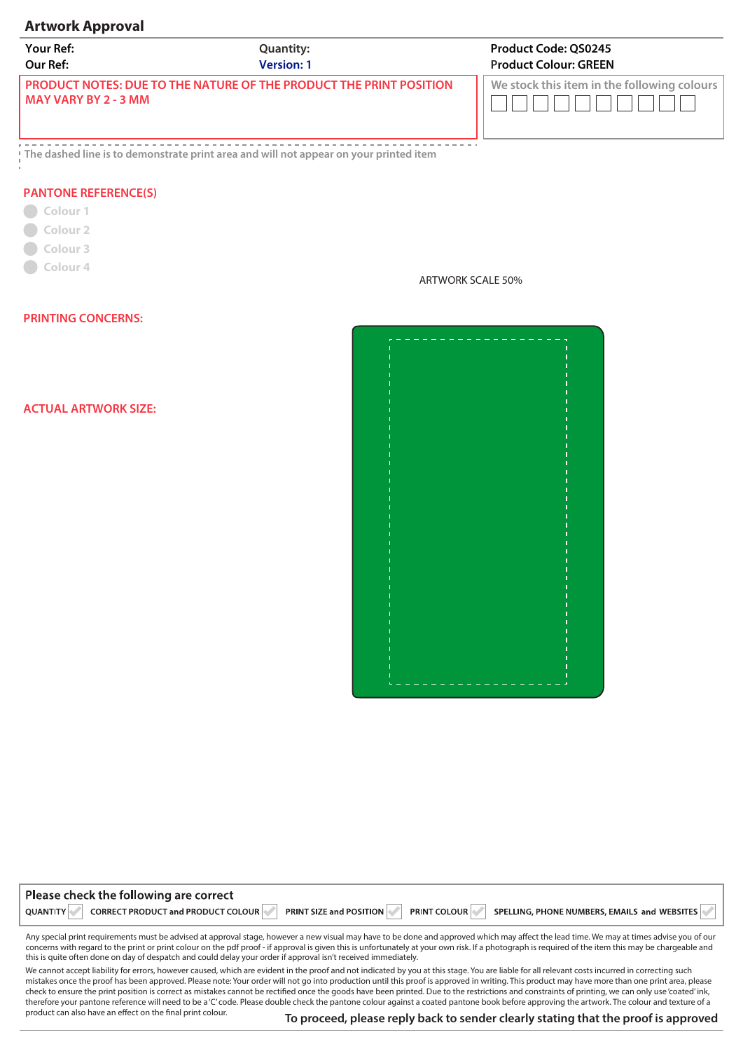## Artwork Approval

| Your Ref: | Quantity: | Product Code: QS0245 |
|---|---|---|
| Our Ref: | Version: 1 | Product Colour: GREEN |

PRODUCT NOTES: DUE TO THE NATURE OF THE PRODUCT THE PRINT POSITION MAY VARY BY 2 - 3 MM

We stock this item in the following colours

The dashed line is to demonstrate print area and will not appear on your printed item

### PANTONE REFERENCE(S)

- Colour 1
- Colour 2
- Colour 3
- Colour 4

ARTWORK SCALE 50%

### PRINTING CONCERNS:

### ACTUAL ARTWORK SIZE:

**Please check the following are correct**

QUANTITY | CORRECT PRODUCT and PRODUCT COLOUR | PRINT SIZE and POSITION | PRINT COLOUR | SPELLING, PHONE NUMBERS, EMAILS and WEBSITES

Any special print requirements must be advised at approval stage, however a new visual may have to be done and approved which may affect the lead time. We may at times advise you of our concerns with regard to the print or print colour on the pdf proof - if approval is given this is unfortunately at your own risk. If a photograph is required of the item this may be chargeable and this is quite often done on day of despatch and could delay your order if approval isn't received immediately.

We cannot accept liability for errors, however caused, which are evident in the proof and not indicated by you at this stage. You are liable for all relevant costs incurred in correcting such mistakes once the proof has been approved. Please note: Your order will not go into production until this proof is approved in writing. This product may have more than one print area, please check to ensure the print position is correct as mistakes cannot be rectified once the goods have been printed. Due to the restrictions and constraints of printing, we can only use 'coated' ink, therefore your pantone reference will need to be a 'C' code. Please double check the pantone colour against a coated pantone book before approving the artwork. The colour and texture of a product can also have an effect on the final print colour.

**To proceed, please reply back to sender clearly stating that the proof is approved**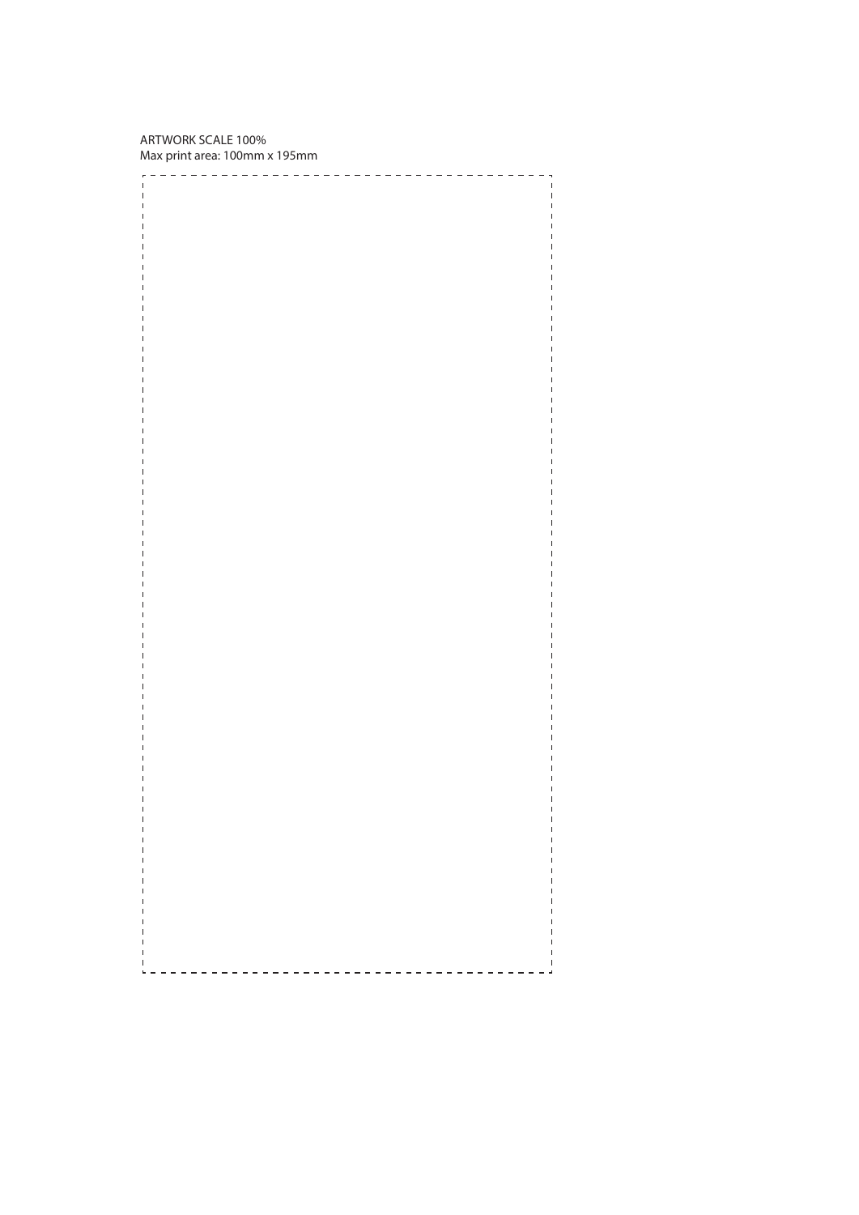ARTWORK SCALE 100%
Max print area: 100mm x 195mm